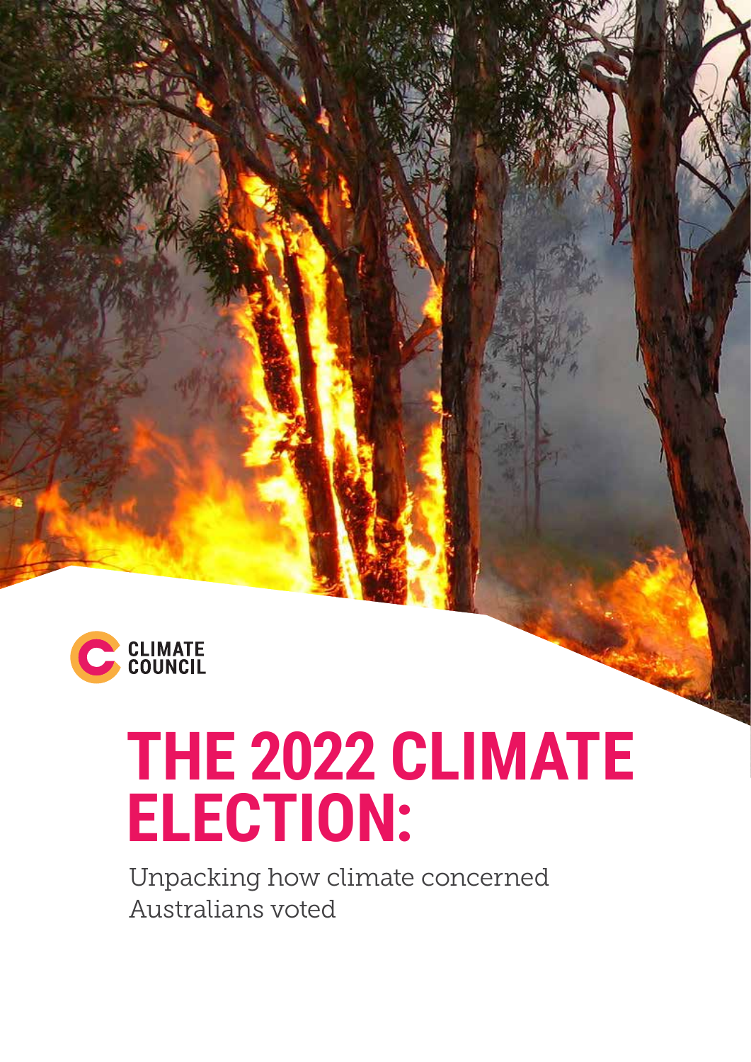CLIMATE COUNCIL

# THE 2022 CLIMATE ELECTION:

Unpacking how climate concerned Australians voted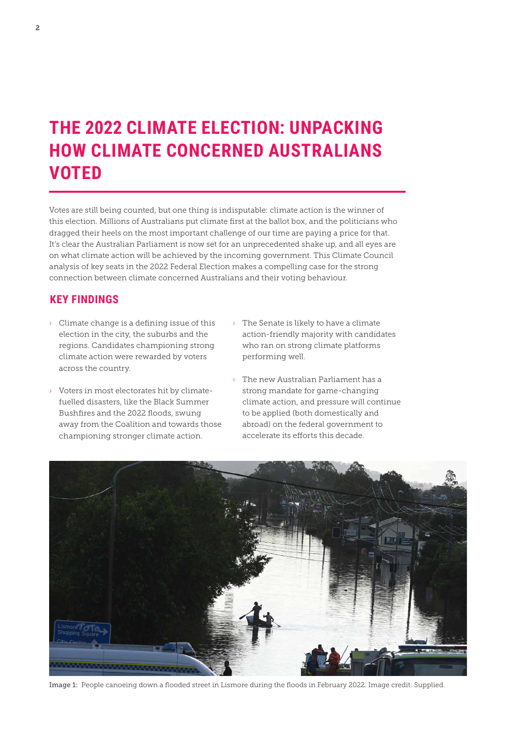# THE 2022 CLIMATE ELECTION: UNPACKING HOW CLIMATE CONCERNED AUSTRALIANS VOTED

Votes are still being counted, but one thing is indisputable: climate action is the winner of this election. Millions of Australians put climate first at the ballot box, and the politicians who dragged their heels on the most important challenge of our time are paying a price for that. It's clear the Australian Parliament is now set for an unprecedented shake up, and all eyes are on what climate action will be achieved by the incoming government. This Climate Council analysis of key seats in the 2022 Federal Election makes a compelling case for the strong connection between climate concerned Australians and their voting behaviour.

## KEY FINDINGS

- Climate change is a defining issue of this election in the city, the suburbs and the regions. Candidates championing strong climate action were rewarded by voters across the country.
- Voters in most electorates hit by climate-fuelled disasters, like the Black Summer Bushfires and the 2022 floods, swung away from the Coalition and towards those championing stronger climate action.
- The Senate is likely to have a climate action-friendly majority with candidates who ran on strong climate platforms performing well.
- The new Australian Parliament has a strong mandate for game-changing climate action, and pressure will continue to be applied (both domestically and abroad) on the federal government to accelerate its efforts this decade.

Image 1: People canoeing down a flooded street in Lismore during the floods in February 2022. Image credit: Supplied.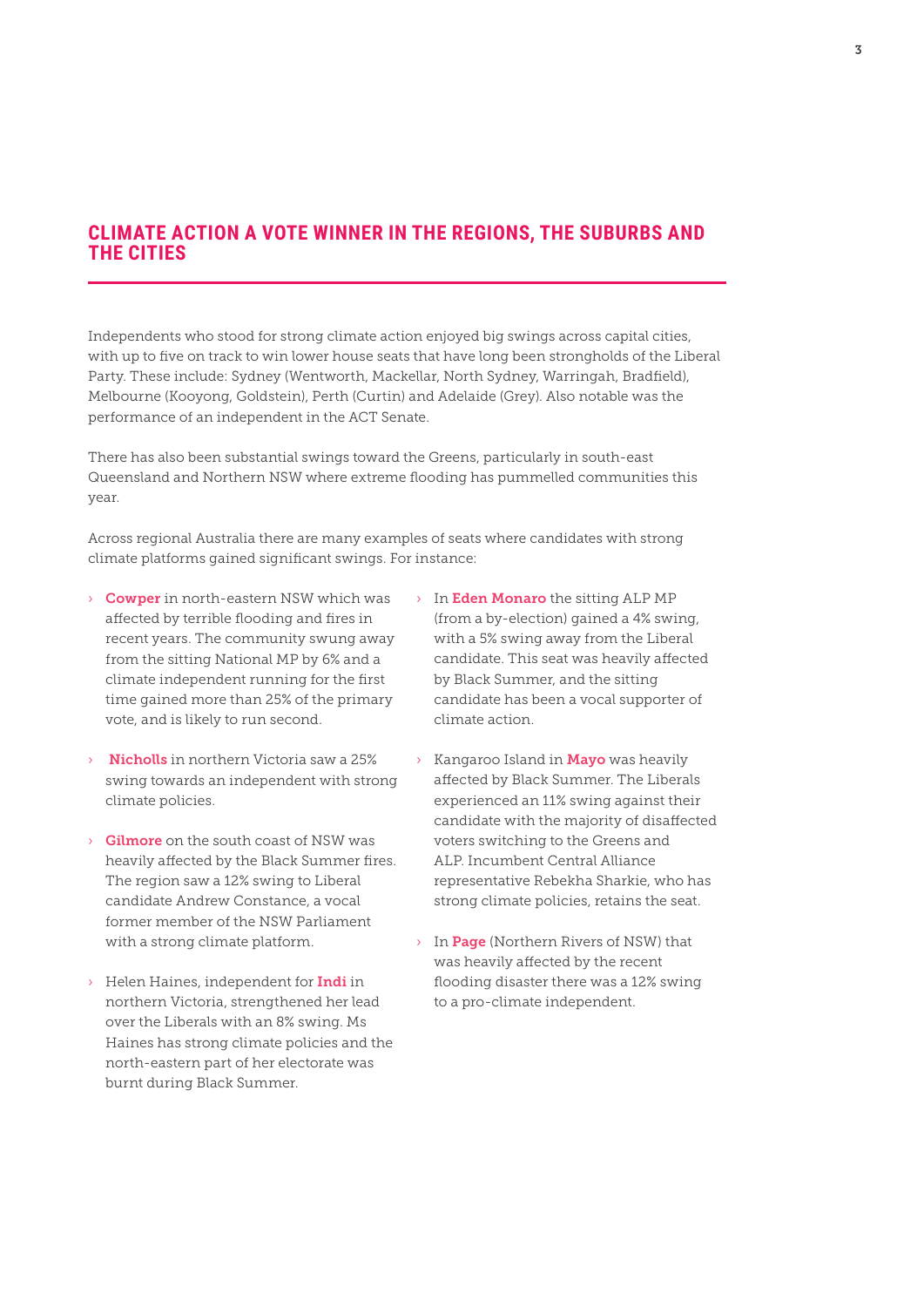## CLIMATE ACTION A VOTE WINNER IN THE REGIONS, THE SUBURBS AND THE CITIES

Independents who stood for strong climate action enjoyed big swings across capital cities, with up to five on track to win lower house seats that have long been strongholds of the Liberal Party. These include: Sydney (Wentworth, Mackellar, North Sydney, Warringah, Bradfield), Melbourne (Kooyong, Goldstein), Perth (Curtin) and Adelaide (Grey). Also notable was the performance of an independent in the ACT Senate.

There has also been substantial swings toward the Greens, particularly in south-east Queensland and Northern NSW where extreme flooding has pummelled communities this year.

Across regional Australia there are many examples of seats where candidates with strong climate platforms gained significant swings. For instance:

- **Cowper** in north-eastern NSW which was affected by terrible flooding and fires in recent years. The community swung away from the sitting National MP by 6% and a climate independent running for the first time gained more than 25% of the primary vote, and is likely to run second.
- **Nicholls** in northern Victoria saw a 25% swing towards an independent with strong climate policies.
- **Gilmore** on the south coast of NSW was heavily affected by the Black Summer fires. The region saw a 12% swing to Liberal candidate Andrew Constance, a vocal former member of the NSW Parliament with a strong climate platform.
- Helen Haines, independent for **Indi** in northern Victoria, strengthened her lead over the Liberals with an 8% swing. Ms Haines has strong climate policies and the north-eastern part of her electorate was burnt during Black Summer.
- In **Eden Monaro** the sitting ALP MP (from a by-election) gained a 4% swing, with a 5% swing away from the Liberal candidate. This seat was heavily affected by Black Summer, and the sitting candidate has been a vocal supporter of climate action.
- Kangaroo Island in **Mayo** was heavily affected by Black Summer. The Liberals experienced an 11% swing against their candidate with the majority of disaffected voters switching to the Greens and ALP. Incumbent Central Alliance representative Rebekha Sharkie, who has strong climate policies, retains the seat.
- In **Page** (Northern Rivers of NSW) that was heavily affected by the recent flooding disaster there was a 12% swing to a pro-climate independent.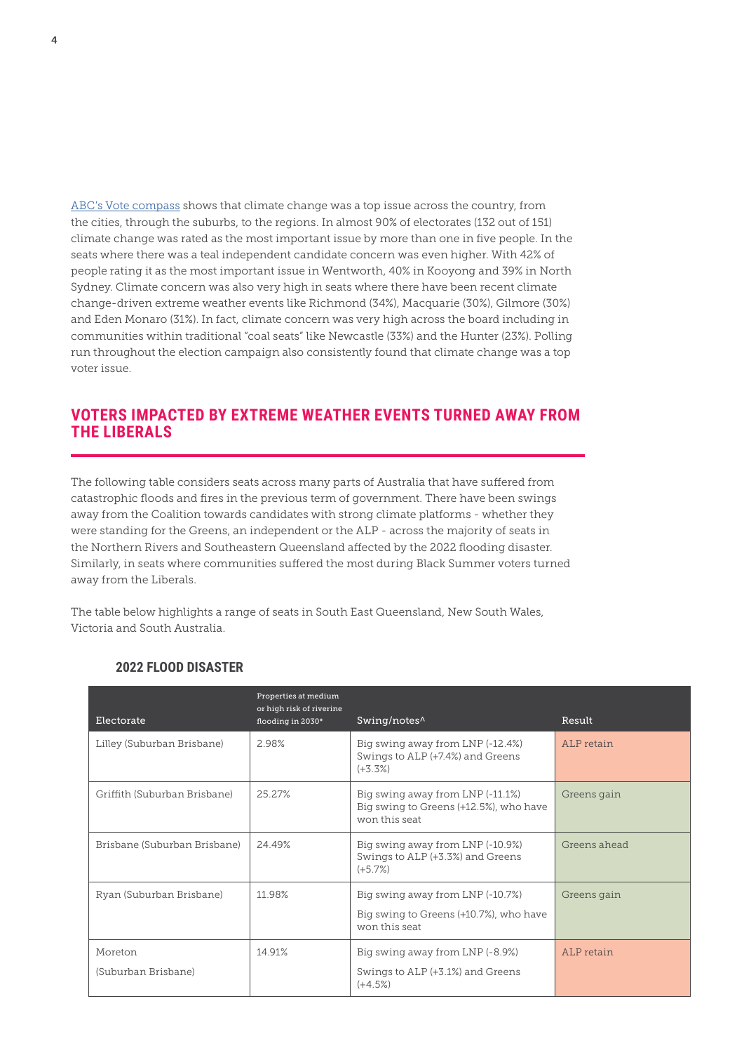[ABC's Vote compass] shows that climate change was a top issue across the country, from the cities, through the suburbs, to the regions. In almost 90% of electorates (132 out of 151) climate change was rated as the most important issue by more than one in five people. In the seats where there was a teal independent candidate concern was even higher. With 42% of people rating it as the most important issue in Wentworth, 40% in Kooyong and 39% in North Sydney. Climate concern was also very high in seats where there have been recent climate change-driven extreme weather events like Richmond (34%), Macquarie (30%), Gilmore (30%) and Eden Monaro (31%). In fact, climate concern was very high across the board including in communities within traditional "coal seats" like Newcastle (33%) and the Hunter (23%). Polling run throughout the election campaign also consistently found that climate change was a top voter issue.

## VOTERS IMPACTED BY EXTREME WEATHER EVENTS TURNED AWAY FROM THE LIBERALS

The following table considers seats across many parts of Australia that have suffered from catastrophic floods and fires in the previous term of government. There have been swings away from the Coalition towards candidates with strong climate platforms - whether they were standing for the Greens, an independent or the ALP - across the majority of seats in the Northern Rivers and Southeastern Queensland affected by the 2022 flooding disaster. Similarly, in seats where communities suffered the most during Black Summer voters turned away from the Liberals.

The table below highlights a range of seats in South East Queensland, New South Wales, Victoria and South Australia.

### 2022 FLOOD DISASTER

| Electorate | Properties at medium or high risk of riverine flooding in 2030* | Swing/notes^ | Result |
|---|---|---|---|
| Lilley (Suburban Brisbane) | 2.98% | Big swing away from LNP (-12.4%) Swings to ALP (+7.4%) and Greens (+3.3%) | ALP retain |
| Griffith (Suburban Brisbane) | 25.27% | Big swing away from LNP (-11.1%) Big swing to Greens (+12.5%), who have won this seat | Greens gain |
| Brisbane (Suburban Brisbane) | 24.49% | Big swing away from LNP (-10.9%) Swings to ALP (+3.3%) and Greens (+5.7%) | Greens ahead |
| Ryan (Suburban Brisbane) | 11.98% | Big swing away from LNP (-10.7%) Big swing to Greens (+10.7%), who have won this seat | Greens gain |
| Moreton (Suburban Brisbane) | 14.91% | Big swing away from LNP (-8.9%) Swings to ALP (+3.1%) and Greens (+4.5%) | ALP retain |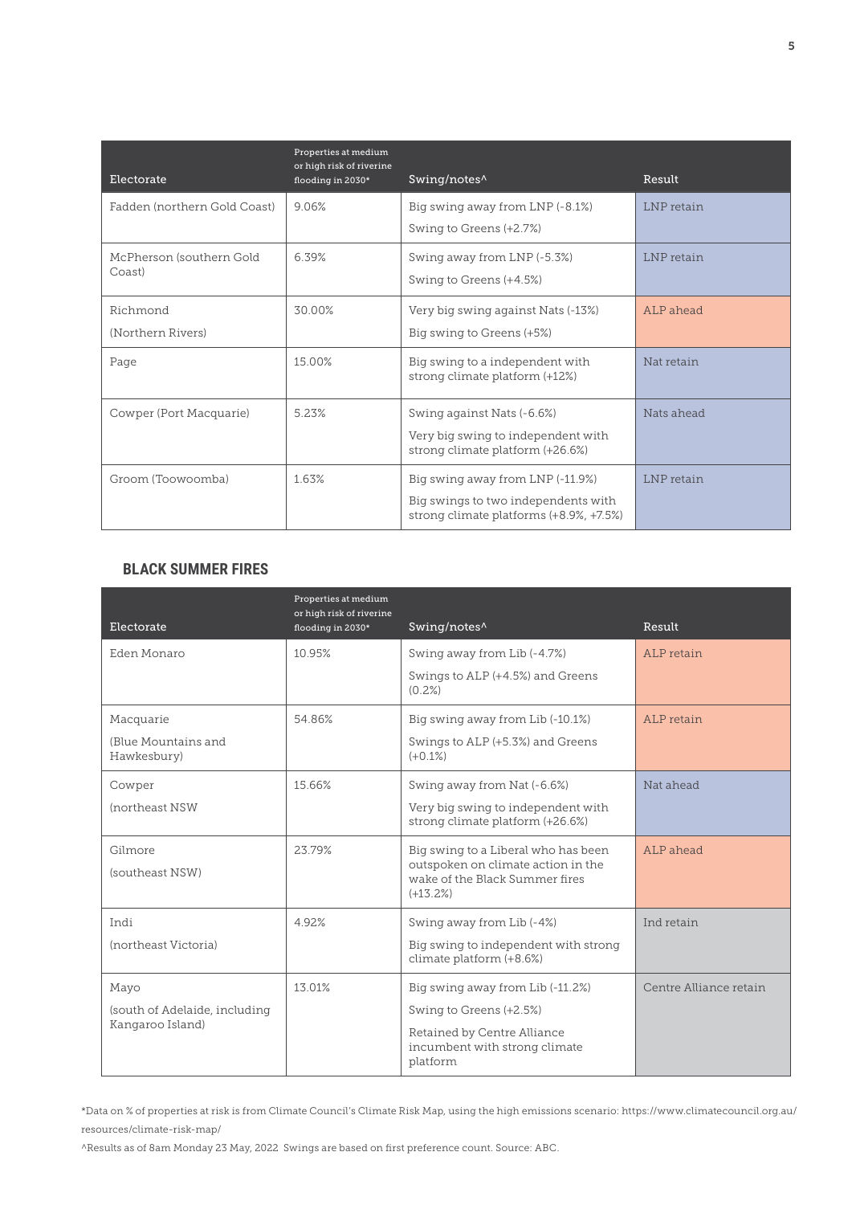| Electorate | Properties at medium or high risk of riverine flooding in 2030* | Swing/notes^ | Result |
|---|---|---|---|
| Fadden (northern Gold Coast) | 9.06% | Big swing away from LNP (-8.1%)<br>Swing to Greens (+2.7%) | LNP retain |
| McPherson (southern Gold Coast) | 6.39% | Swing away from LNP (-5.3%)<br>Swing to Greens (+4.5%) | LNP retain |
| Richmond<br>(Northern Rivers) | 30.00% | Very big swing against Nats (-13%)<br>Big swing to Greens (+5%) | ALP ahead |
| Page | 15.00% | Big swing to a independent with strong climate platform (+12%) | Nat retain |
| Cowper (Port Macquarie) | 5.23% | Swing against Nats (-6.6%)<br>Very big swing to independent with strong climate platform (+26.6%) | Nats ahead |
| Groom (Toowoomba) | 1.63% | Big swing away from LNP (-11.9%)<br>Big swings to two independents with strong climate platforms (+8.9%, +7.5%) | LNP retain |

## BLACK SUMMER FIRES

| Electorate | Properties at medium or high risk of riverine flooding in 2030* | Swing/notes^ | Result |
|---|---|---|---|
| Eden Monaro | 10.95% | Swing away from Lib (-4.7%)<br>Swings to ALP (+4.5%) and Greens (0.2%) | ALP retain |
| Macquarie<br>(Blue Mountains and Hawkesbury) | 54.86% | Big swing away from Lib (-10.1%)<br>Swings to ALP (+5.3%) and Greens (+0.1%) | ALP retain |
| Cowper<br>(northeast NSW | 15.66% | Swing away from Nat (-6.6%)<br>Very big swing to independent with strong climate platform (+26.6%) | Nat ahead |
| Gilmore<br>(southeast NSW) | 23.79% | Big swing to a Liberal who has been outspoken on climate action in the wake of the Black Summer fires (+13.2%) | ALP ahead |
| Indi<br>(northeast Victoria) | 4.92% | Swing away from Lib (-4%)<br>Big swing to independent with strong climate platform (+8.6%) | Ind retain |
| Mayo<br>(south of Adelaide, including Kangaroo Island) | 13.01% | Big swing away from Lib (-11.2%)<br>Swing to Greens (+2.5%)<br>Retained by Centre Alliance incumbent with strong climate platform | Centre Alliance retain |

*Data on % of properties at risk is from Climate Council's Climate Risk Map, using the high emissions scenario: https://www.climatecouncil.org.au/resources/climate-risk-map/

^Results as of 8am Monday 23 May, 2022 Swings are based on first preference count. Source: ABC.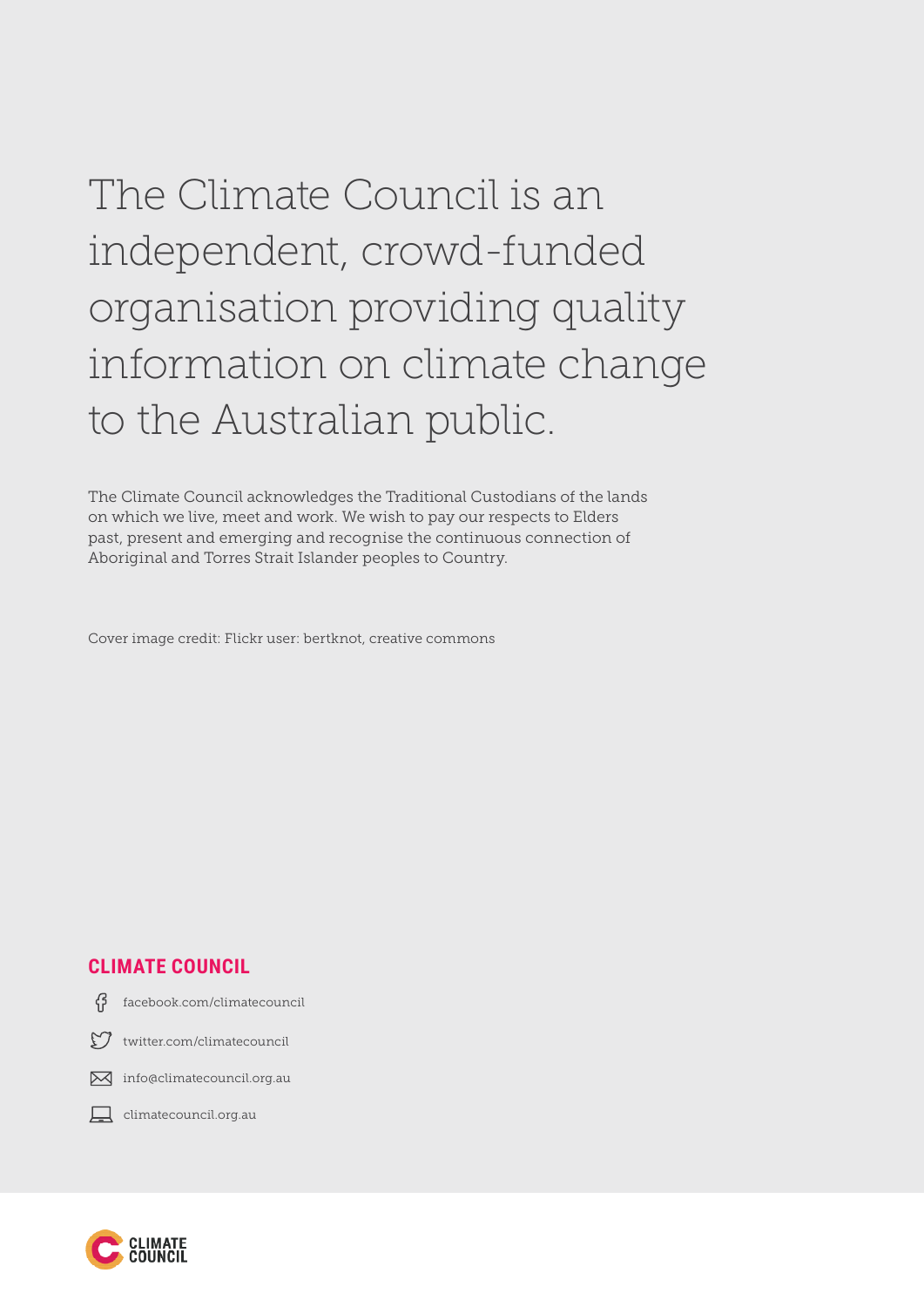# The Climate Council is an independent, crowd-funded organisation providing quality information on climate change to the Australian public.

The Climate Council acknowledges the Traditional Custodians of the lands on which we live, meet and work. We wish to pay our respects to Elders past, present and emerging and recognise the continuous connection of Aboriginal and Torres Strait Islander peoples to Country.

Cover image credit: Flickr user: bertknot, creative commons

## CLIMATE COUNCIL

facebook.com/climatecouncil

twitter.com/climatecouncil

info@climatecouncil.org.au

climatecouncil.org.au

CLIMATE COUNCIL